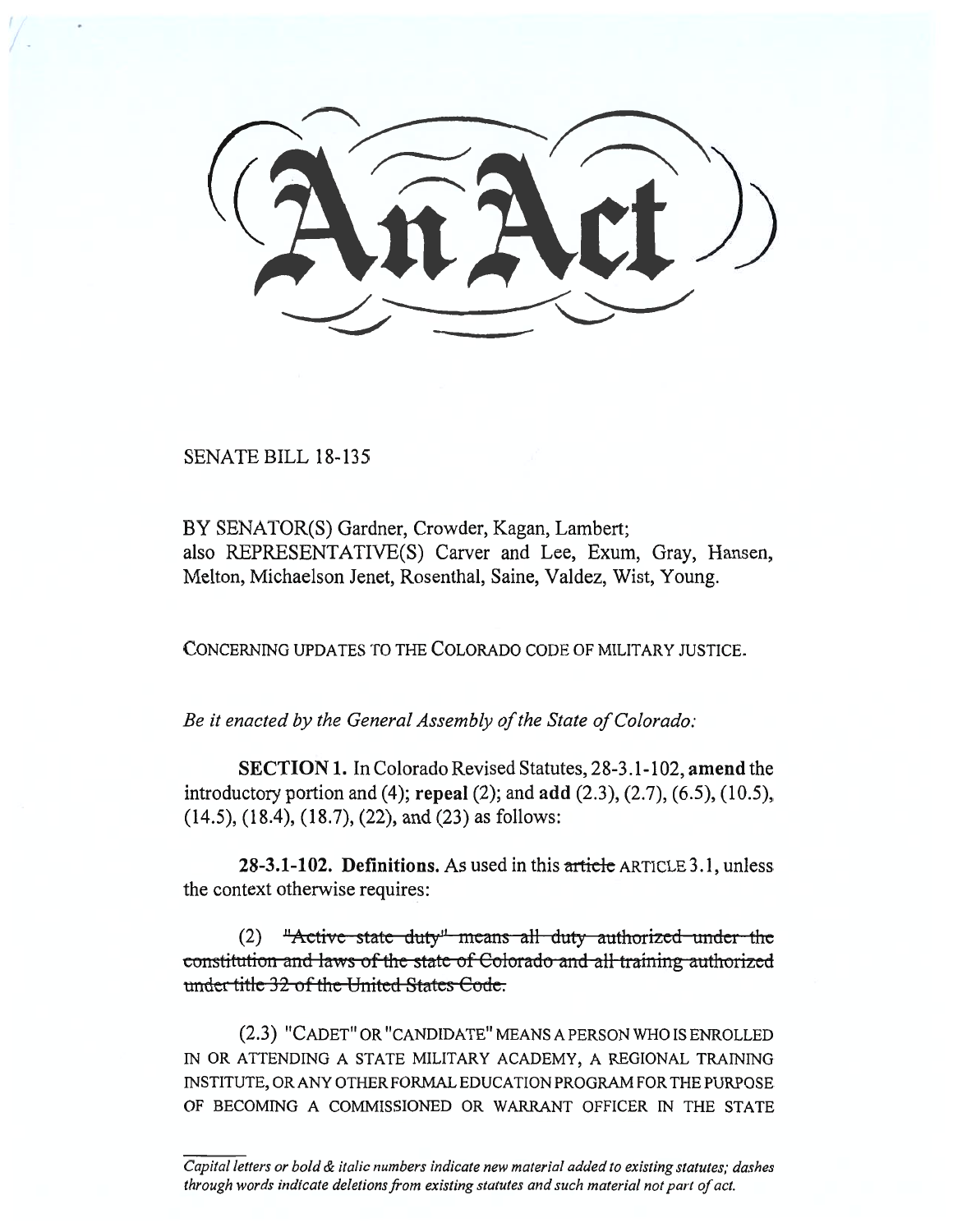# An Act

SENATE BILL 18-135

BY SENATOR(S) Gardner, Crowder, Kagan, Lambert;
also REPRESENTATIVE(S) Carver and Lee, Exum, Gray, Hansen, Melton, Michaelson Jenet, Rosenthal, Saine, Valdez, Wist, Young.

CONCERNING UPDATES TO THE COLORADO CODE OF MILITARY JUSTICE.

*Be it enacted by the General Assembly of the State of Colorado:*

**SECTION 1.** In Colorado Revised Statutes, 28-3.1-102, **amend** the introductory portion and (4); **repeal** (2); and **add** (2.3), (2.7), (6.5), (10.5), (14.5), (18.4), (18.7), (22), and (23) as follows:

**28-3.1-102. Definitions.** As used in this ~~article~~ ARTICLE 3.1, unless the context otherwise requires:

(2) ~~"Active state duty" means all duty authorized under the constitution and laws of the state of Colorado and all training authorized under title 32 of the United States Code.~~

(2.3) "CADET" OR "CANDIDATE" MEANS A PERSON WHO IS ENROLLED IN OR ATTENDING A STATE MILITARY ACADEMY, A REGIONAL TRAINING INSTITUTE, OR ANY OTHER FORMAL EDUCATION PROGRAM FOR THE PURPOSE OF BECOMING A COMMISSIONED OR WARRANT OFFICER IN THE STATE

*Capital letters or bold & italic numbers indicate new material added to existing statutes; dashes through words indicate deletions from existing statutes and such material not part of act.*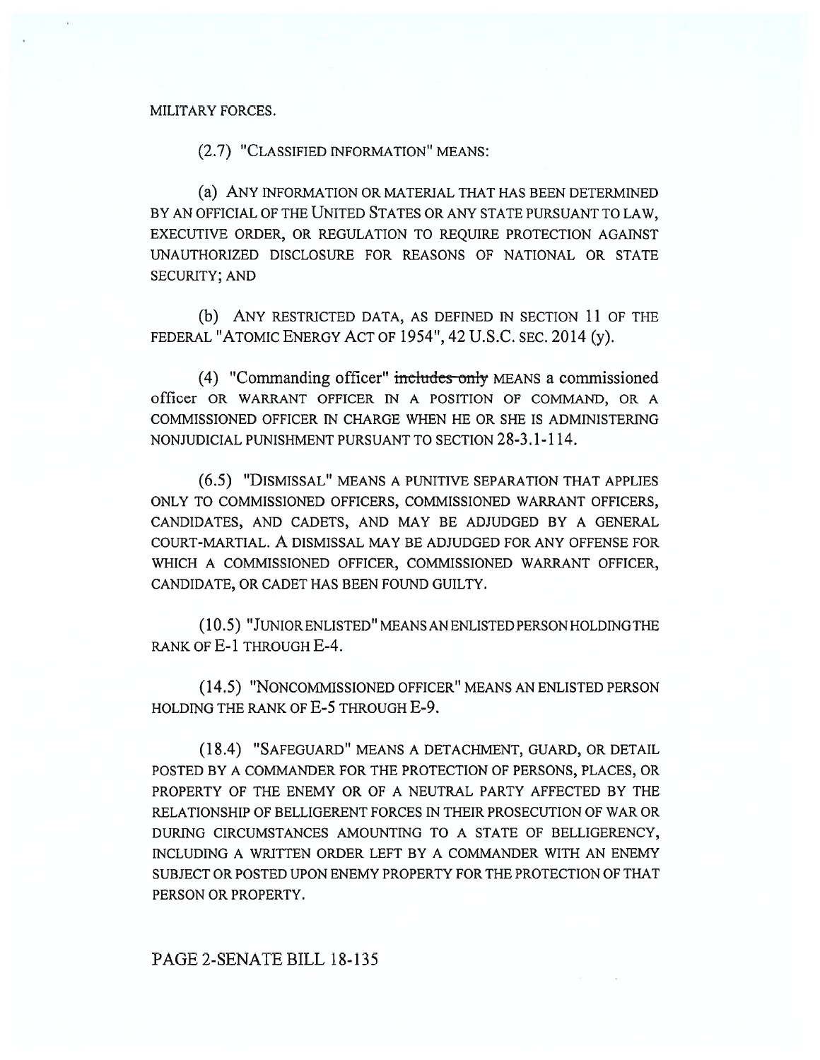MILITARY FORCES.

(2.7) "CLASSIFIED INFORMATION" MEANS:

(a) ANY INFORMATION OR MATERIAL THAT HAS BEEN DETERMINED BY AN OFFICIAL OF THE UNITED STATES OR ANY STATE PURSUANT TO LAW, EXECUTIVE ORDER, OR REGULATION TO REQUIRE PROTECTION AGAINST UNAUTHORIZED DISCLOSURE FOR REASONS OF NATIONAL OR STATE SECURITY; AND

(b) ANY RESTRICTED DATA, AS DEFINED IN SECTION 11 OF THE FEDERAL "ATOMIC ENERGY ACT OF 1954", 42 U.S.C. SEC. 2014 (y).

(4) "Commanding officer" ~~includes only~~ MEANS a commissioned officer OR WARRANT OFFICER IN A POSITION OF COMMAND, OR A COMMISSIONED OFFICER IN CHARGE WHEN HE OR SHE IS ADMINISTERING NONJUDICIAL PUNISHMENT PURSUANT TO SECTION 28-3.1-114.

(6.5) "DISMISSAL" MEANS A PUNITIVE SEPARATION THAT APPLIES ONLY TO COMMISSIONED OFFICERS, COMMISSIONED WARRANT OFFICERS, CANDIDATES, AND CADETS, AND MAY BE ADJUDGED BY A GENERAL COURT-MARTIAL. A DISMISSAL MAY BE ADJUDGED FOR ANY OFFENSE FOR WHICH A COMMISSIONED OFFICER, COMMISSIONED WARRANT OFFICER, CANDIDATE, OR CADET HAS BEEN FOUND GUILTY.

(10.5) "JUNIOR ENLISTED" MEANS AN ENLISTED PERSON HOLDING THE RANK OF E-1 THROUGH E-4.

(14.5) "NONCOMMISSIONED OFFICER" MEANS AN ENLISTED PERSON HOLDING THE RANK OF E-5 THROUGH E-9.

(18.4) "SAFEGUARD" MEANS A DETACHMENT, GUARD, OR DETAIL POSTED BY A COMMANDER FOR THE PROTECTION OF PERSONS, PLACES, OR PROPERTY OF THE ENEMY OR OF A NEUTRAL PARTY AFFECTED BY THE RELATIONSHIP OF BELLIGERENT FORCES IN THEIR PROSECUTION OF WAR OR DURING CIRCUMSTANCES AMOUNTING TO A STATE OF BELLIGERENCY, INCLUDING A WRITTEN ORDER LEFT BY A COMMANDER WITH AN ENEMY SUBJECT OR POSTED UPON ENEMY PROPERTY FOR THE PROTECTION OF THAT PERSON OR PROPERTY.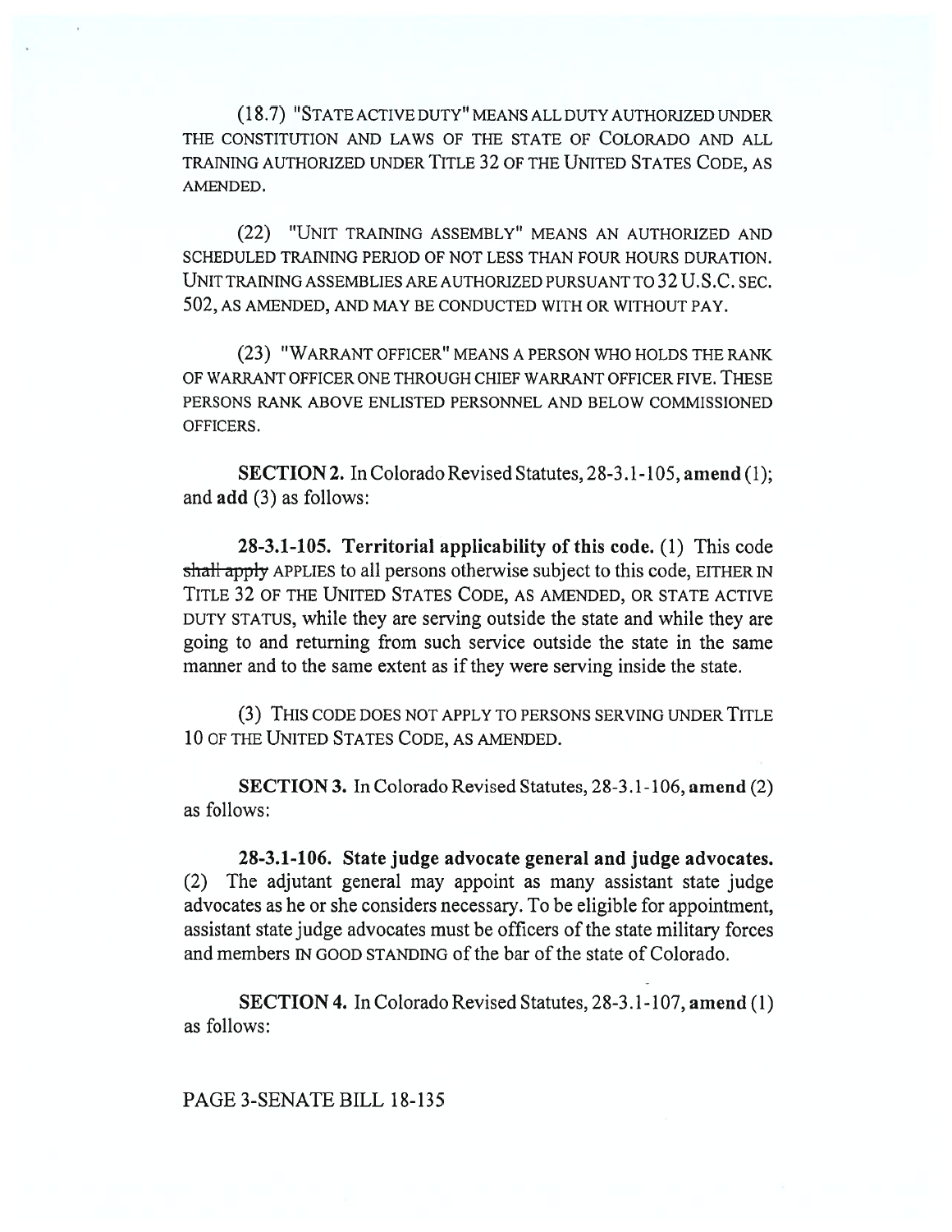(18.7) "STATE ACTIVE DUTY" MEANS ALL DUTY AUTHORIZED UNDER THE CONSTITUTION AND LAWS OF THE STATE OF COLORADO AND ALL TRAINING AUTHORIZED UNDER TITLE 32 OF THE UNITED STATES CODE, AS AMENDED.

(22) "UNIT TRAINING ASSEMBLY" MEANS AN AUTHORIZED AND SCHEDULED TRAINING PERIOD OF NOT LESS THAN FOUR HOURS DURATION. UNIT TRAINING ASSEMBLIES ARE AUTHORIZED PURSUANT TO 32 U.S.C. SEC. 502, AS AMENDED, AND MAY BE CONDUCTED WITH OR WITHOUT PAY.

(23) "WARRANT OFFICER" MEANS A PERSON WHO HOLDS THE RANK OF WARRANT OFFICER ONE THROUGH CHIEF WARRANT OFFICER FIVE. THESE PERSONS RANK ABOVE ENLISTED PERSONNEL AND BELOW COMMISSIONED OFFICERS.

**SECTION 2.** In Colorado Revised Statutes, 28-3.1-105, **amend** (1); and **add** (3) as follows:

**28-3.1-105. Territorial applicability of this code.** (1) This code ~~shall apply~~ APPLIES to all persons otherwise subject to this code, EITHER IN TITLE 32 OF THE UNITED STATES CODE, AS AMENDED, OR STATE ACTIVE DUTY STATUS, while they are serving outside the state and while they are going to and returning from such service outside the state in the same manner and to the same extent as if they were serving inside the state.

(3) THIS CODE DOES NOT APPLY TO PERSONS SERVING UNDER TITLE 10 OF THE UNITED STATES CODE, AS AMENDED.

**SECTION 3.** In Colorado Revised Statutes, 28-3.1-106, **amend** (2) as follows:

**28-3.1-106. State judge advocate general and judge advocates.** (2) The adjutant general may appoint as many assistant state judge advocates as he or she considers necessary. To be eligible for appointment, assistant state judge advocates must be officers of the state military forces and members IN GOOD STANDING of the bar of the state of Colorado.

**SECTION 4.** In Colorado Revised Statutes, 28-3.1-107, **amend** (1) as follows:

PAGE 3-SENATE BILL 18-135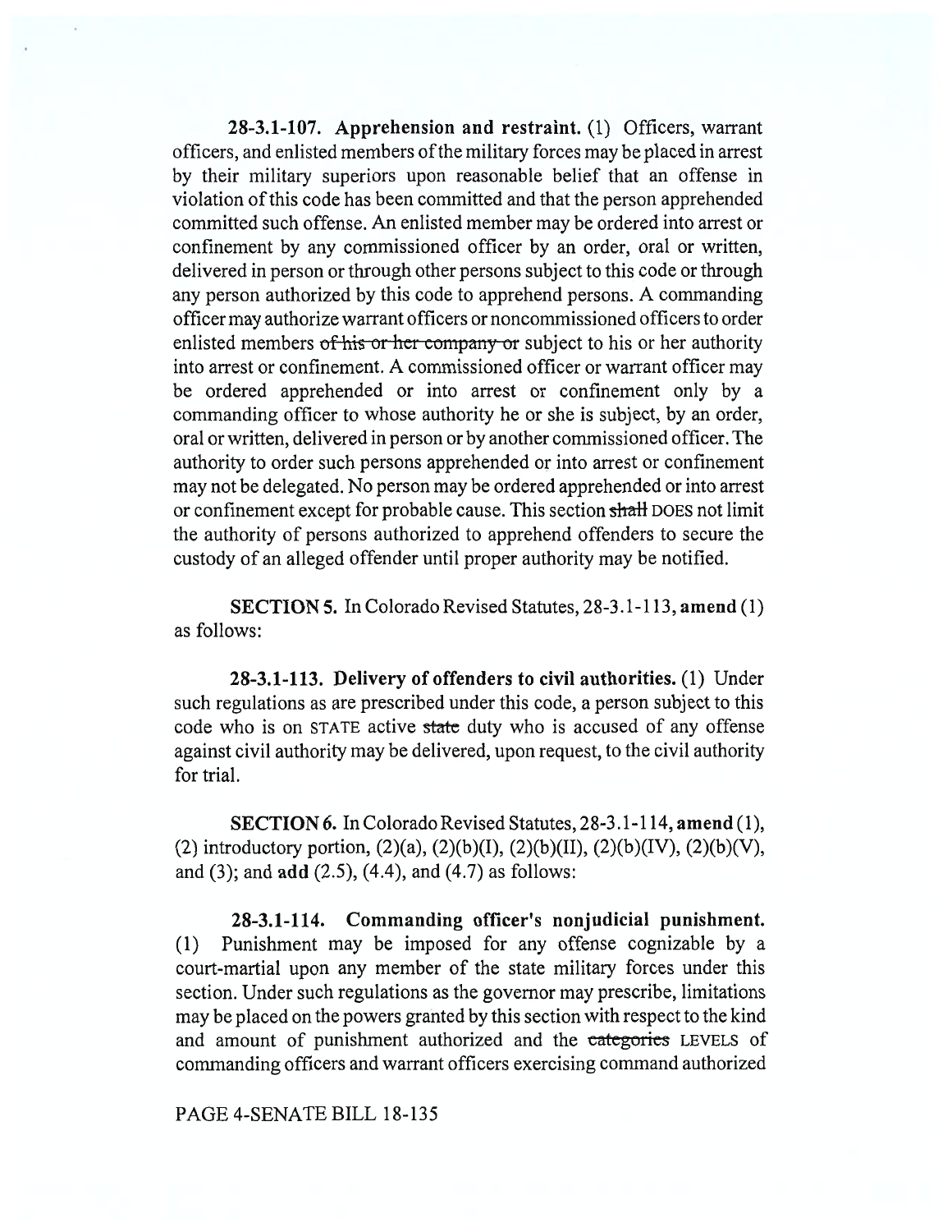**28-3.1-107. Apprehension and restraint.** (1) Officers, warrant officers, and enlisted members of the military forces may be placed in arrest by their military superiors upon reasonable belief that an offense in violation of this code has been committed and that the person apprehended committed such offense. An enlisted member may be ordered into arrest or confinement by any commissioned officer by an order, oral or written, delivered in person or through other persons subject to this code or through any person authorized by this code to apprehend persons. A commanding officer may authorize warrant officers or noncommissioned officers to order enlisted members ~~of his or her company or~~ subject to his or her authority into arrest or confinement. A commissioned officer or warrant officer may be ordered apprehended or into arrest or confinement only by a commanding officer to whose authority he or she is subject, by an order, oral or written, delivered in person or by another commissioned officer. The authority to order such persons apprehended or into arrest or confinement may not be delegated. No person may be ordered apprehended or into arrest or confinement except for probable cause. This section ~~shall~~ DOES not limit the authority of persons authorized to apprehend offenders to secure the custody of an alleged offender until proper authority may be notified.

**SECTION 5.** In Colorado Revised Statutes, 28-3.1-113, **amend** (1) as follows:

**28-3.1-113. Delivery of offenders to civil authorities.** (1) Under such regulations as are prescribed under this code, a person subject to this code who is on STATE active ~~state~~ duty who is accused of any offense against civil authority may be delivered, upon request, to the civil authority for trial.

**SECTION 6.** In Colorado Revised Statutes, 28-3.1-114, **amend** (1), (2) introductory portion, (2)(a), (2)(b)(I), (2)(b)(II), (2)(b)(IV), (2)(b)(V), and (3); and **add** (2.5), (4.4), and (4.7) as follows:

**28-3.1-114. Commanding officer's nonjudicial punishment.** (1) Punishment may be imposed for any offense cognizable by a court-martial upon any member of the state military forces under this section. Under such regulations as the governor may prescribe, limitations may be placed on the powers granted by this section with respect to the kind and amount of punishment authorized and the ~~categories~~ LEVELS of commanding officers and warrant officers exercising command authorized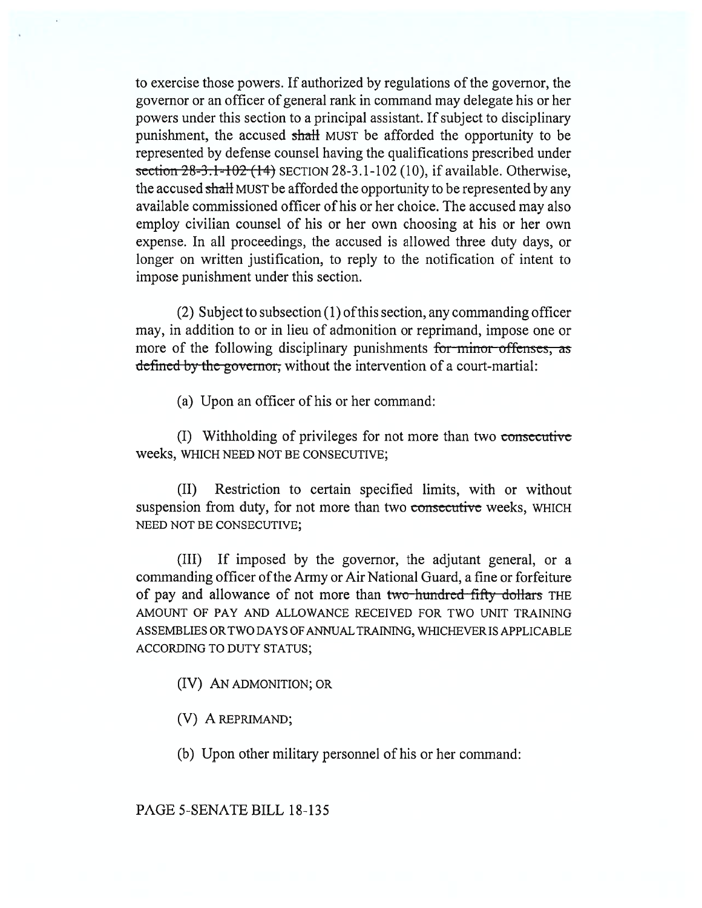to exercise those powers. If authorized by regulations of the governor, the governor or an officer of general rank in command may delegate his or her powers under this section to a principal assistant. If subject to disciplinary punishment, the accused ~~shall~~ MUST be afforded the opportunity to be represented by defense counsel having the qualifications prescribed under ~~section 28-3.1-102 (14)~~ SECTION 28-3.1-102 (10), if available. Otherwise, the accused ~~shall~~ MUST be afforded the opportunity to be represented by any available commissioned officer of his or her choice. The accused may also employ civilian counsel of his or her own choosing at his or her own expense. In all proceedings, the accused is allowed three duty days, or longer on written justification, to reply to the notification of intent to impose punishment under this section.

(2) Subject to subsection (1) of this section, any commanding officer may, in addition to or in lieu of admonition or reprimand, impose one or more of the following disciplinary punishments ~~for minor offenses, as defined by the governor,~~ without the intervention of a court-martial:

(a) Upon an officer of his or her command:

(I) Withholding of privileges for not more than two ~~consecutive~~ weeks, WHICH NEED NOT BE CONSECUTIVE;

(II) Restriction to certain specified limits, with or without suspension from duty, for not more than two ~~consecutive~~ weeks, WHICH NEED NOT BE CONSECUTIVE;

(III) If imposed by the governor, the adjutant general, or a commanding officer of the Army or Air National Guard, a fine or forfeiture of pay and allowance of not more than ~~two hundred fifty dollars~~ THE AMOUNT OF PAY AND ALLOWANCE RECEIVED FOR TWO UNIT TRAINING ASSEMBLIES OR TWO DAYS OF ANNUAL TRAINING, WHICHEVER IS APPLICABLE ACCORDING TO DUTY STATUS;

(IV) AN ADMONITION; OR

(V) A REPRIMAND;

(b) Upon other military personnel of his or her command: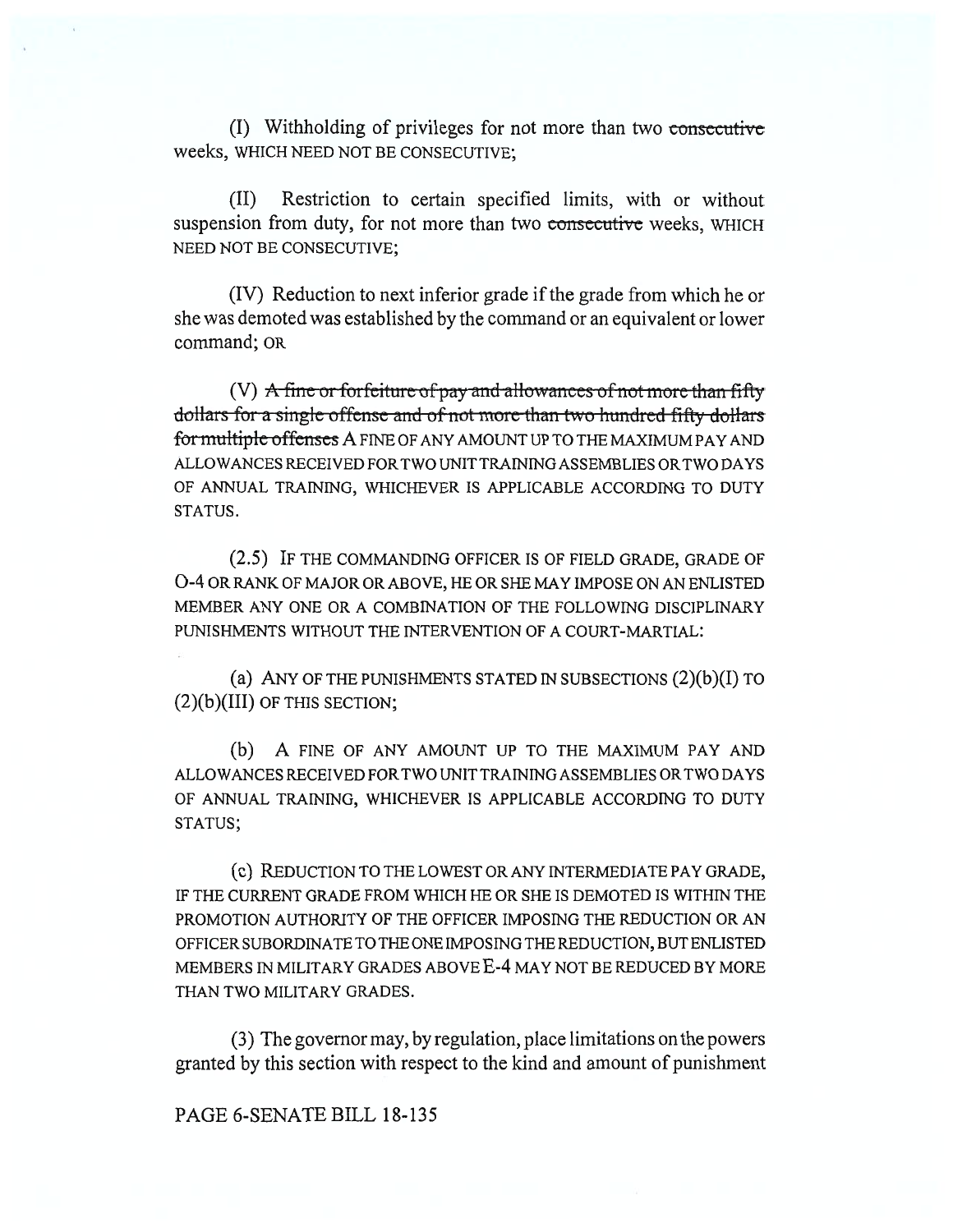(I) Withholding of privileges for not more than two ~~consecutive~~ weeks, WHICH NEED NOT BE CONSECUTIVE;

(II) Restriction to certain specified limits, with or without suspension from duty, for not more than two ~~consecutive~~ weeks, WHICH NEED NOT BE CONSECUTIVE;

(IV) Reduction to next inferior grade if the grade from which he or she was demoted was established by the command or an equivalent or lower command; OR

(V) ~~A fine or forfeiture of pay and allowances of not more than fifty dollars for a single offense and of not more than two hundred fifty dollars for multiple offenses~~ A FINE OF ANY AMOUNT UP TO THE MAXIMUM PAY AND ALLOWANCES RECEIVED FOR TWO UNIT TRAINING ASSEMBLIES OR TWO DAYS OF ANNUAL TRAINING, WHICHEVER IS APPLICABLE ACCORDING TO DUTY STATUS.

(2.5) IF THE COMMANDING OFFICER IS OF FIELD GRADE, GRADE OF O-4 OR RANK OF MAJOR OR ABOVE, HE OR SHE MAY IMPOSE ON AN ENLISTED MEMBER ANY ONE OR A COMBINATION OF THE FOLLOWING DISCIPLINARY PUNISHMENTS WITHOUT THE INTERVENTION OF A COURT-MARTIAL:

(a) ANY OF THE PUNISHMENTS STATED IN SUBSECTIONS (2)(b)(I) TO (2)(b)(III) OF THIS SECTION;

(b) A FINE OF ANY AMOUNT UP TO THE MAXIMUM PAY AND ALLOWANCES RECEIVED FOR TWO UNIT TRAINING ASSEMBLIES OR TWO DAYS OF ANNUAL TRAINING, WHICHEVER IS APPLICABLE ACCORDING TO DUTY STATUS;

(c) REDUCTION TO THE LOWEST OR ANY INTERMEDIATE PAY GRADE, IF THE CURRENT GRADE FROM WHICH HE OR SHE IS DEMOTED IS WITHIN THE PROMOTION AUTHORITY OF THE OFFICER IMPOSING THE REDUCTION OR AN OFFICER SUBORDINATE TO THE ONE IMPOSING THE REDUCTION, BUT ENLISTED MEMBERS IN MILITARY GRADES ABOVE E-4 MAY NOT BE REDUCED BY MORE THAN TWO MILITARY GRADES.

(3) The governor may, by regulation, place limitations on the powers granted by this section with respect to the kind and amount of punishment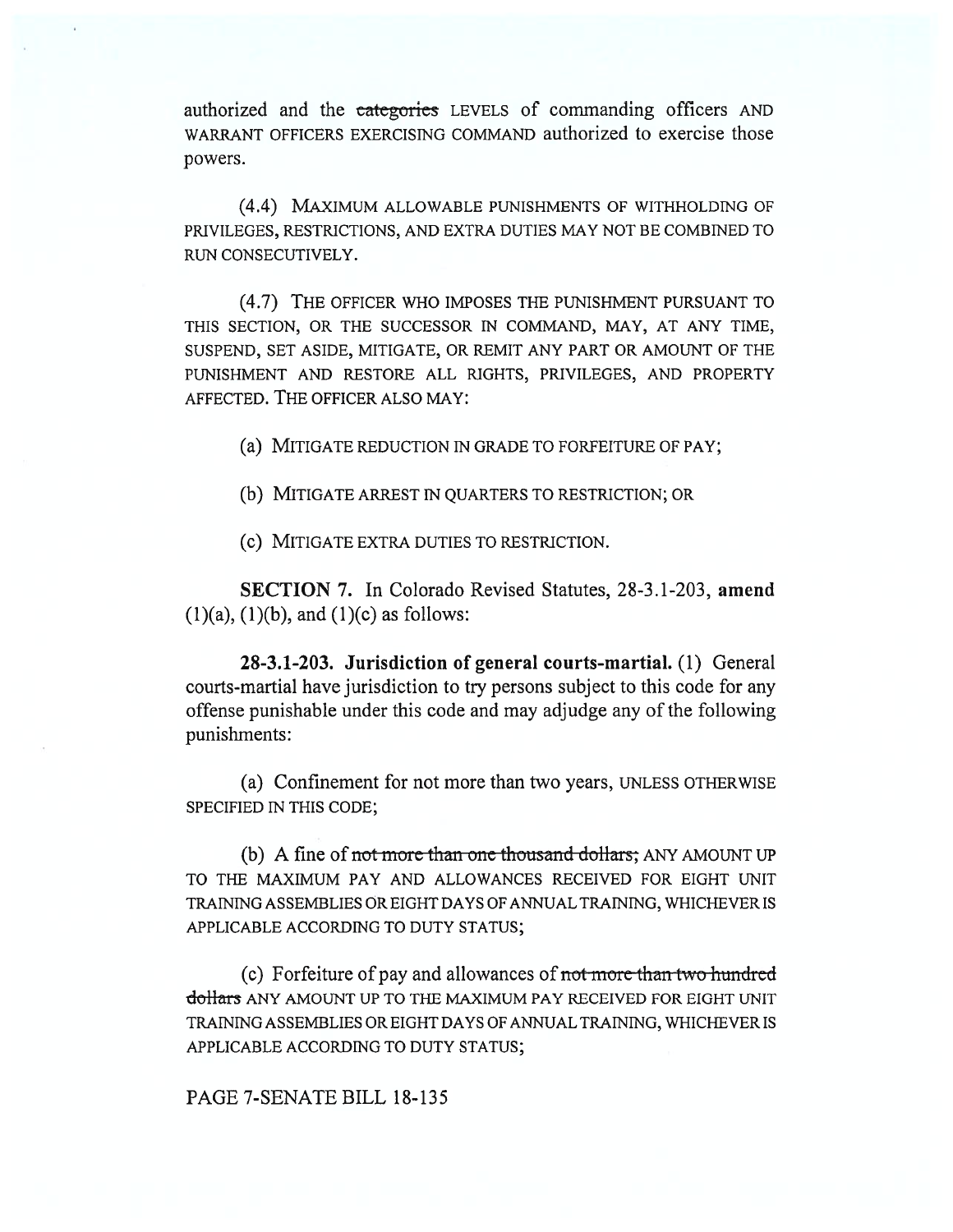authorized and the ~~categories~~ LEVELS of commanding officers AND WARRANT OFFICERS EXERCISING COMMAND authorized to exercise those powers.

(4.4) MAXIMUM ALLOWABLE PUNISHMENTS OF WITHHOLDING OF PRIVILEGES, RESTRICTIONS, AND EXTRA DUTIES MAY NOT BE COMBINED TO RUN CONSECUTIVELY.

(4.7) THE OFFICER WHO IMPOSES THE PUNISHMENT PURSUANT TO THIS SECTION, OR THE SUCCESSOR IN COMMAND, MAY, AT ANY TIME, SUSPEND, SET ASIDE, MITIGATE, OR REMIT ANY PART OR AMOUNT OF THE PUNISHMENT AND RESTORE ALL RIGHTS, PRIVILEGES, AND PROPERTY AFFECTED. THE OFFICER ALSO MAY:

(a) MITIGATE REDUCTION IN GRADE TO FORFEITURE OF PAY;

(b) MITIGATE ARREST IN QUARTERS TO RESTRICTION; OR

(c) MITIGATE EXTRA DUTIES TO RESTRICTION.

**SECTION 7.** In Colorado Revised Statutes, 28-3.1-203, **amend** (1)(a), (1)(b), and (1)(c) as follows:

**28-3.1-203. Jurisdiction of general courts-martial.** (1) General courts-martial have jurisdiction to try persons subject to this code for any offense punishable under this code and may adjudge any of the following punishments:

(a) Confinement for not more than two years, UNLESS OTHERWISE SPECIFIED IN THIS CODE;

(b) A fine of ~~not more than one thousand dollars;~~ ANY AMOUNT UP TO THE MAXIMUM PAY AND ALLOWANCES RECEIVED FOR EIGHT UNIT TRAINING ASSEMBLIES OR EIGHT DAYS OF ANNUAL TRAINING, WHICHEVER IS APPLICABLE ACCORDING TO DUTY STATUS;

(c) Forfeiture of pay and allowances of ~~not more than two hundred dollars~~ ANY AMOUNT UP TO THE MAXIMUM PAY RECEIVED FOR EIGHT UNIT TRAINING ASSEMBLIES OR EIGHT DAYS OF ANNUAL TRAINING, WHICHEVER IS APPLICABLE ACCORDING TO DUTY STATUS;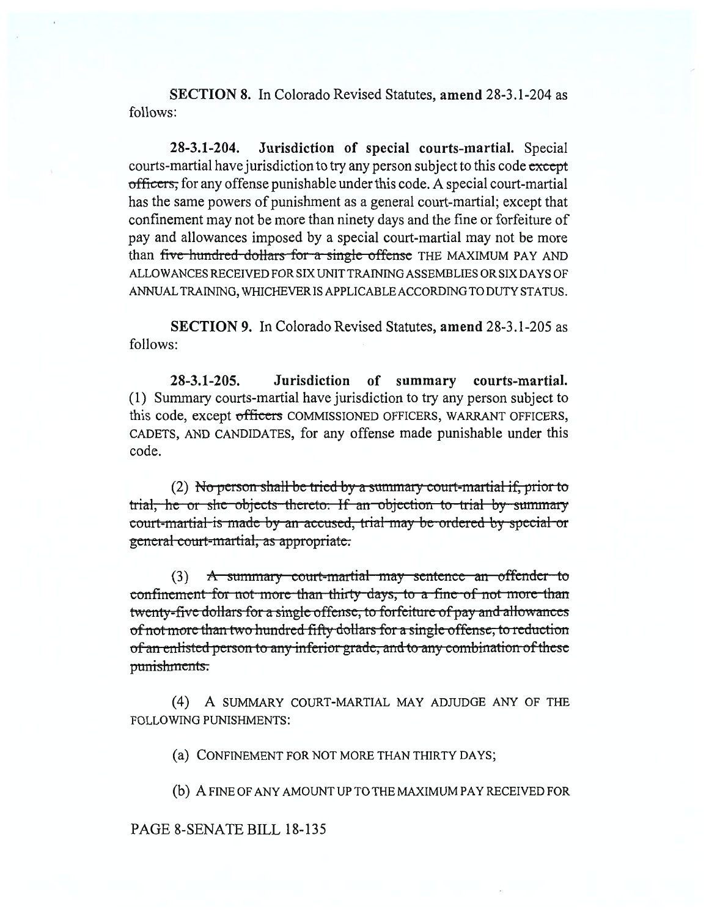**SECTION 8.** In Colorado Revised Statutes, **amend** 28-3.1-204 as follows:

**28-3.1-204. Jurisdiction of special courts-martial.** Special courts-martial have jurisdiction to try any person subject to this code ~~except officers,~~ for any offense punishable under this code. A special court-martial has the same powers of punishment as a general court-martial; except that confinement may not be more than ninety days and the fine or forfeiture of pay and allowances imposed by a special court-martial may not be more than ~~five hundred dollars for a single offense~~ THE MAXIMUM PAY AND ALLOWANCES RECEIVED FOR SIX UNIT TRAINING ASSEMBLIES OR SIX DAYS OF ANNUAL TRAINING, WHICHEVER IS APPLICABLE ACCORDING TO DUTY STATUS.

**SECTION 9.** In Colorado Revised Statutes, **amend** 28-3.1-205 as follows:

**28-3.1-205. Jurisdiction of summary courts-martial.** (1) Summary courts-martial have jurisdiction to try any person subject to this code, except ~~officers~~ COMMISSIONED OFFICERS, WARRANT OFFICERS, CADETS, AND CANDIDATES, for any offense made punishable under this code.

(2) ~~No person shall be tried by a summary court-martial if, prior to trial, he or she objects thereto. If an objection to trial by summary court-martial is made by an accused, trial may be ordered by special or general court-martial, as appropriate.~~

(3) ~~A summary court-martial may sentence an offender to confinement for not more than thirty days, to a fine of not more than twenty-five dollars for a single offense, to forfeiture of pay and allowances of not more than two hundred fifty dollars for a single offense, to reduction of an enlisted person to any inferior grade, and to any combination of these punishments.~~

(4) A SUMMARY COURT-MARTIAL MAY ADJUDGE ANY OF THE FOLLOWING PUNISHMENTS:

(a) CONFINEMENT FOR NOT MORE THAN THIRTY DAYS;

(b) A FINE OF ANY AMOUNT UP TO THE MAXIMUM PAY RECEIVED FOR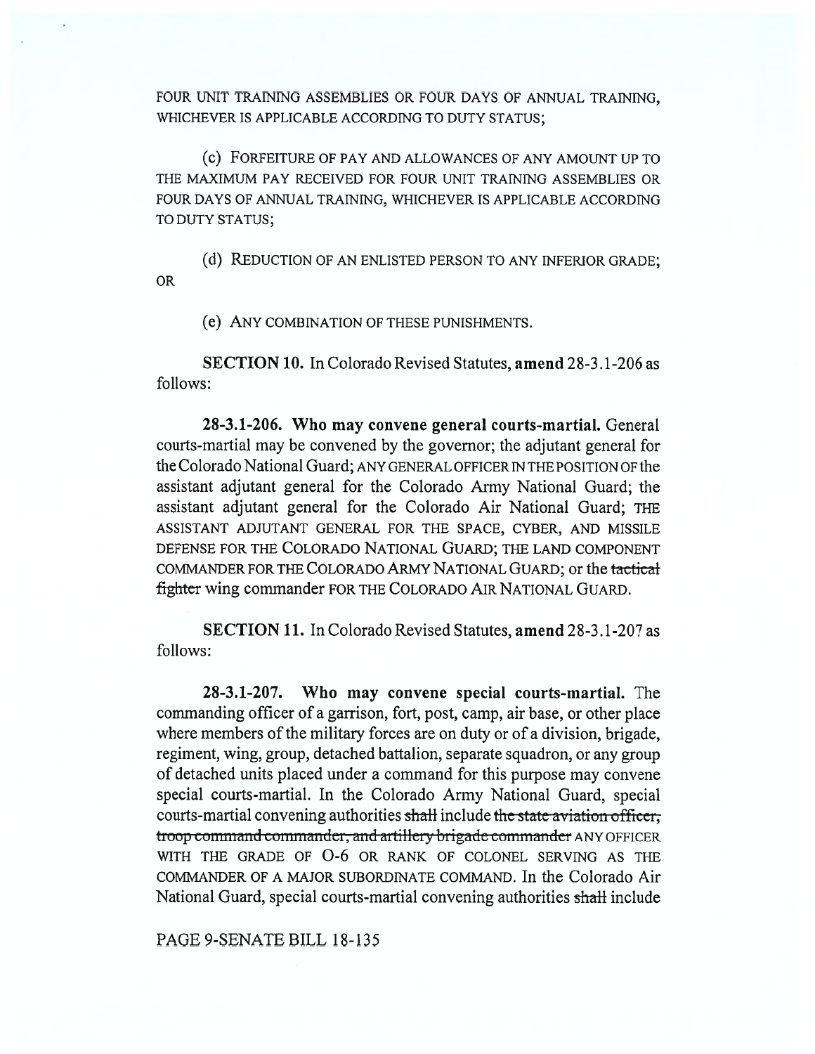FOUR UNIT TRAINING ASSEMBLIES OR FOUR DAYS OF ANNUAL TRAINING, WHICHEVER IS APPLICABLE ACCORDING TO DUTY STATUS;

(c) FORFEITURE OF PAY AND ALLOWANCES OF ANY AMOUNT UP TO THE MAXIMUM PAY RECEIVED FOR FOUR UNIT TRAINING ASSEMBLIES OR FOUR DAYS OF ANNUAL TRAINING, WHICHEVER IS APPLICABLE ACCORDING TO DUTY STATUS;

(d) REDUCTION OF AN ENLISTED PERSON TO ANY INFERIOR GRADE; OR

(e) ANY COMBINATION OF THESE PUNISHMENTS.

**SECTION 10.** In Colorado Revised Statutes, **amend** 28-3.1-206 as follows:

**28-3.1-206. Who may convene general courts-martial.** General courts-martial may be convened by the governor; the adjutant general for the Colorado National Guard; ANY GENERAL OFFICER IN THE POSITION OF the assistant adjutant general for the Colorado Army National Guard; the assistant adjutant general for the Colorado Air National Guard; THE ASSISTANT ADJUTANT GENERAL FOR THE SPACE, CYBER, AND MISSILE DEFENSE FOR THE COLORADO NATIONAL GUARD; THE LAND COMPONENT COMMANDER FOR THE COLORADO ARMY NATIONAL GUARD; or the ~~tactical fighter~~ wing commander FOR THE COLORADO AIR NATIONAL GUARD.

**SECTION 11.** In Colorado Revised Statutes, **amend** 28-3.1-207 as follows:

**28-3.1-207. Who may convene special courts-martial.** The commanding officer of a garrison, fort, post, camp, air base, or other place where members of the military forces are on duty or of a division, brigade, regiment, wing, group, detached battalion, separate squadron, or any group of detached units placed under a command for this purpose may convene special courts-martial. In the Colorado Army National Guard, special courts-martial convening authorities ~~shall~~ include ~~the state aviation officer, troop command commander, and artillery brigade commander~~ ANY OFFICER WITH THE GRADE OF O-6 OR RANK OF COLONEL SERVING AS THE COMMANDER OF A MAJOR SUBORDINATE COMMAND. In the Colorado Air National Guard, special courts-martial convening authorities ~~shall~~ include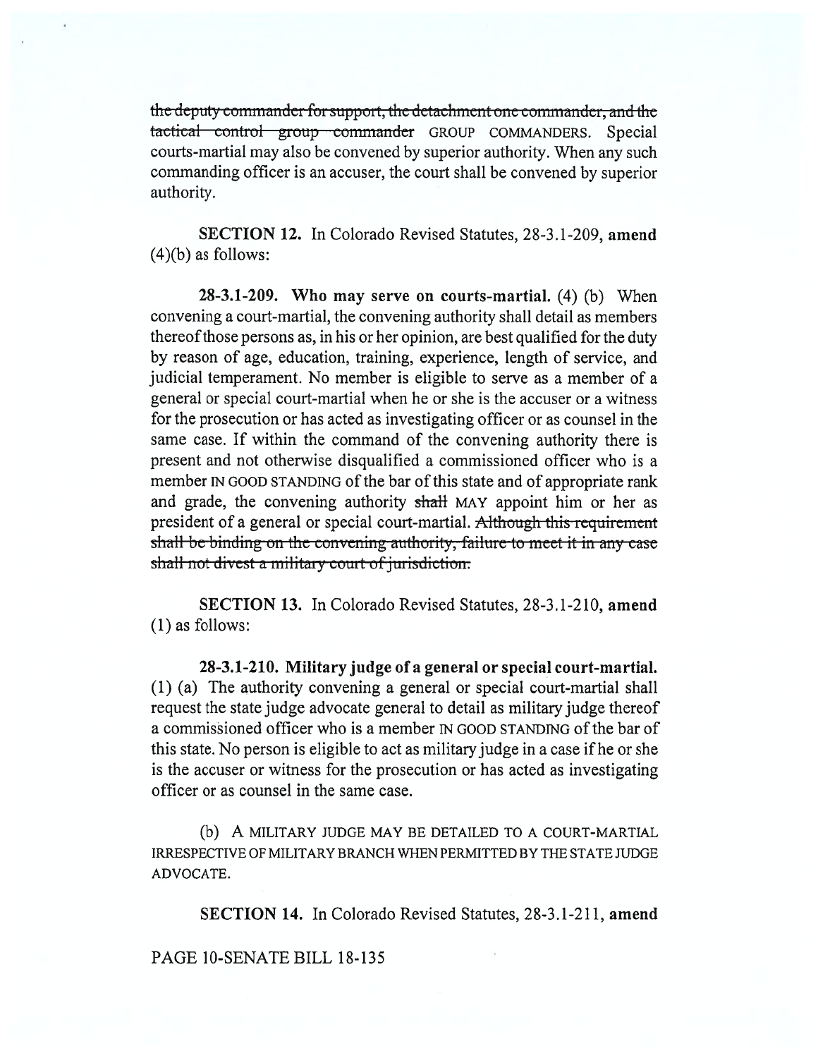~~the deputy commander for support, the detachment one commander, and the tactical control group commander~~ GROUP COMMANDERS. Special courts-martial may also be convened by superior authority. When any such commanding officer is an accuser, the court shall be convened by superior authority.

**SECTION 12.** In Colorado Revised Statutes, 28-3.1-209, **amend** (4)(b) as follows:

**28-3.1-209. Who may serve on courts-martial.** (4) (b) When convening a court-martial, the convening authority shall detail as members thereof those persons as, in his or her opinion, are best qualified for the duty by reason of age, education, training, experience, length of service, and judicial temperament. No member is eligible to serve as a member of a general or special court-martial when he or she is the accuser or a witness for the prosecution or has acted as investigating officer or as counsel in the same case. If within the command of the convening authority there is present and not otherwise disqualified a commissioned officer who is a member IN GOOD STANDING of the bar of this state and of appropriate rank and grade, the convening authority ~~shall~~ MAY appoint him or her as president of a general or special court-martial. ~~Although this requirement shall be binding on the convening authority, failure to meet it in any case shall not divest a military court of jurisdiction.~~

**SECTION 13.** In Colorado Revised Statutes, 28-3.1-210, **amend** (1) as follows:

**28-3.1-210. Military judge of a general or special court-martial.** (1) (a) The authority convening a general or special court-martial shall request the state judge advocate general to detail as military judge thereof a commissioned officer who is a member IN GOOD STANDING of the bar of this state. No person is eligible to act as military judge in a case if he or she is the accuser or witness for the prosecution or has acted as investigating officer or as counsel in the same case.

(b) A MILITARY JUDGE MAY BE DETAILED TO A COURT-MARTIAL IRRESPECTIVE OF MILITARY BRANCH WHEN PERMITTED BY THE STATE JUDGE ADVOCATE.

**SECTION 14.** In Colorado Revised Statutes, 28-3.1-211, **amend**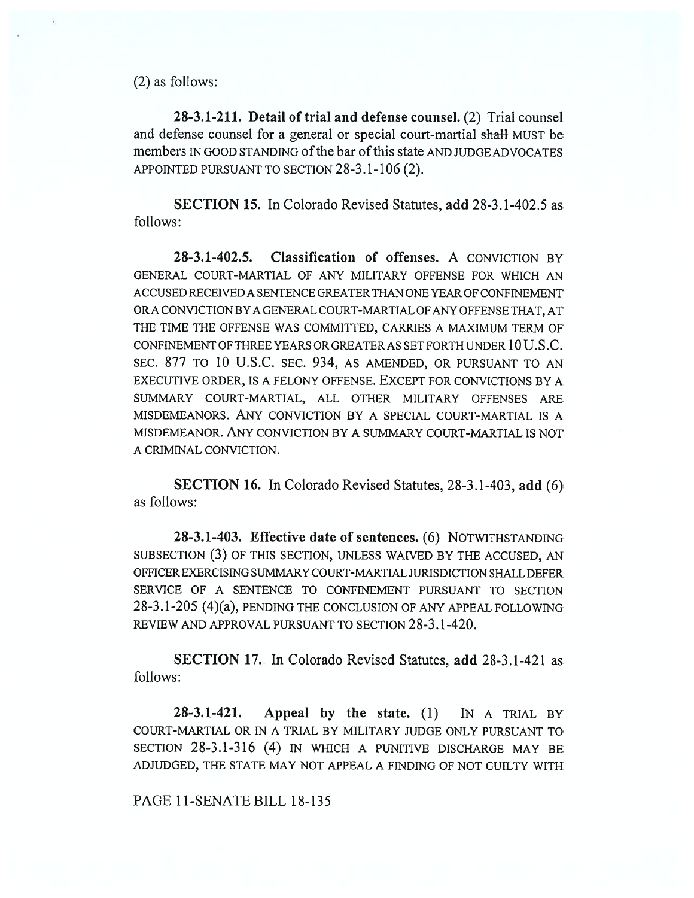(2) as follows:

**28-3.1-211. Detail of trial and defense counsel.** (2) Trial counsel and defense counsel for a general or special court-martial ~~shall~~ MUST be members IN GOOD STANDING of the bar of this state AND JUDGE ADVOCATES APPOINTED PURSUANT TO SECTION 28-3.1-106 (2).

**SECTION 15.** In Colorado Revised Statutes, **add** 28-3.1-402.5 as follows:

**28-3.1-402.5. Classification of offenses.** A CONVICTION BY GENERAL COURT-MARTIAL OF ANY MILITARY OFFENSE FOR WHICH AN ACCUSED RECEIVED A SENTENCE GREATER THAN ONE YEAR OF CONFINEMENT OR A CONVICTION BY A GENERAL COURT-MARTIAL OF ANY OFFENSE THAT, AT THE TIME THE OFFENSE WAS COMMITTED, CARRIES A MAXIMUM TERM OF CONFINEMENT OF THREE YEARS OR GREATER AS SET FORTH UNDER 10 U.S.C. SEC. 877 TO 10 U.S.C. SEC. 934, AS AMENDED, OR PURSUANT TO AN EXECUTIVE ORDER, IS A FELONY OFFENSE. EXCEPT FOR CONVICTIONS BY A SUMMARY COURT-MARTIAL, ALL OTHER MILITARY OFFENSES ARE MISDEMEANORS. ANY CONVICTION BY A SPECIAL COURT-MARTIAL IS A MISDEMEANOR. ANY CONVICTION BY A SUMMARY COURT-MARTIAL IS NOT A CRIMINAL CONVICTION.

**SECTION 16.** In Colorado Revised Statutes, 28-3.1-403, **add** (6) as follows:

**28-3.1-403. Effective date of sentences.** (6) NOTWITHSTANDING SUBSECTION (3) OF THIS SECTION, UNLESS WAIVED BY THE ACCUSED, AN OFFICER EXERCISING SUMMARY COURT-MARTIAL JURISDICTION SHALL DEFER SERVICE OF A SENTENCE TO CONFINEMENT PURSUANT TO SECTION 28-3.1-205 (4)(a), PENDING THE CONCLUSION OF ANY APPEAL FOLLOWING REVIEW AND APPROVAL PURSUANT TO SECTION 28-3.1-420.

**SECTION 17.** In Colorado Revised Statutes, **add** 28-3.1-421 as follows:

**28-3.1-421. Appeal by the state.** (1) IN A TRIAL BY COURT-MARTIAL OR IN A TRIAL BY MILITARY JUDGE ONLY PURSUANT TO SECTION 28-3.1-316 (4) IN WHICH A PUNITIVE DISCHARGE MAY BE ADJUDGED, THE STATE MAY NOT APPEAL A FINDING OF NOT GUILTY WITH

PAGE 11-SENATE BILL 18-135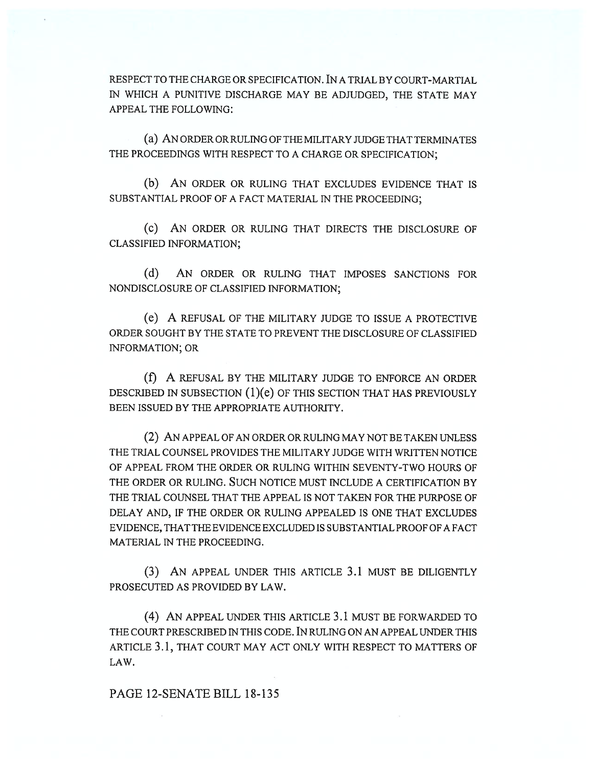RESPECT TO THE CHARGE OR SPECIFICATION. IN A TRIAL BY COURT-MARTIAL IN WHICH A PUNITIVE DISCHARGE MAY BE ADJUDGED, THE STATE MAY APPEAL THE FOLLOWING:

(a) AN ORDER OR RULING OF THE MILITARY JUDGE THAT TERMINATES THE PROCEEDINGS WITH RESPECT TO A CHARGE OR SPECIFICATION;

(b) AN ORDER OR RULING THAT EXCLUDES EVIDENCE THAT IS SUBSTANTIAL PROOF OF A FACT MATERIAL IN THE PROCEEDING;

(c) AN ORDER OR RULING THAT DIRECTS THE DISCLOSURE OF CLASSIFIED INFORMATION;

(d) AN ORDER OR RULING THAT IMPOSES SANCTIONS FOR NONDISCLOSURE OF CLASSIFIED INFORMATION;

(e) A REFUSAL OF THE MILITARY JUDGE TO ISSUE A PROTECTIVE ORDER SOUGHT BY THE STATE TO PREVENT THE DISCLOSURE OF CLASSIFIED INFORMATION; OR

(f) A REFUSAL BY THE MILITARY JUDGE TO ENFORCE AN ORDER DESCRIBED IN SUBSECTION (1)(e) OF THIS SECTION THAT HAS PREVIOUSLY BEEN ISSUED BY THE APPROPRIATE AUTHORITY.

(2) AN APPEAL OF AN ORDER OR RULING MAY NOT BE TAKEN UNLESS THE TRIAL COUNSEL PROVIDES THE MILITARY JUDGE WITH WRITTEN NOTICE OF APPEAL FROM THE ORDER OR RULING WITHIN SEVENTY-TWO HOURS OF THE ORDER OR RULING. SUCH NOTICE MUST INCLUDE A CERTIFICATION BY THE TRIAL COUNSEL THAT THE APPEAL IS NOT TAKEN FOR THE PURPOSE OF DELAY AND, IF THE ORDER OR RULING APPEALED IS ONE THAT EXCLUDES EVIDENCE, THAT THE EVIDENCE EXCLUDED IS SUBSTANTIAL PROOF OF A FACT MATERIAL IN THE PROCEEDING.

(3) AN APPEAL UNDER THIS ARTICLE 3.1 MUST BE DILIGENTLY PROSECUTED AS PROVIDED BY LAW.

(4) AN APPEAL UNDER THIS ARTICLE 3.1 MUST BE FORWARDED TO THE COURT PRESCRIBED IN THIS CODE. IN RULING ON AN APPEAL UNDER THIS ARTICLE 3.1, THAT COURT MAY ACT ONLY WITH RESPECT TO MATTERS OF LAW.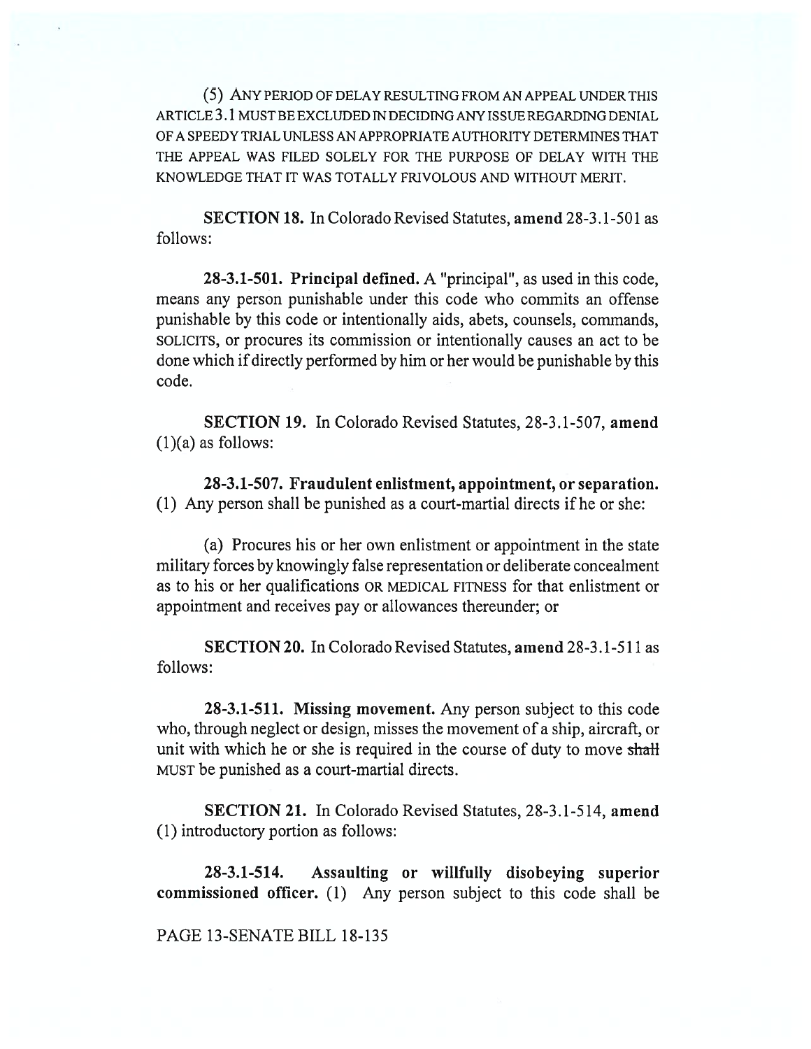(5) ANY PERIOD OF DELAY RESULTING FROM AN APPEAL UNDER THIS ARTICLE 3.1 MUST BE EXCLUDED IN DECIDING ANY ISSUE REGARDING DENIAL OF A SPEEDY TRIAL UNLESS AN APPROPRIATE AUTHORITY DETERMINES THAT THE APPEAL WAS FILED SOLELY FOR THE PURPOSE OF DELAY WITH THE KNOWLEDGE THAT IT WAS TOTALLY FRIVOLOUS AND WITHOUT MERIT.

**SECTION 18.** In Colorado Revised Statutes, **amend** 28-3.1-501 as follows:

**28-3.1-501. Principal defined.** A "principal", as used in this code, means any person punishable under this code who commits an offense punishable by this code or intentionally aids, abets, counsels, commands, SOLICITS, or procures its commission or intentionally causes an act to be done which if directly performed by him or her would be punishable by this code.

**SECTION 19.** In Colorado Revised Statutes, 28-3.1-507, **amend** (1)(a) as follows:

**28-3.1-507. Fraudulent enlistment, appointment, or separation.** (1) Any person shall be punished as a court-martial directs if he or she:

(a) Procures his or her own enlistment or appointment in the state military forces by knowingly false representation or deliberate concealment as to his or her qualifications OR MEDICAL FITNESS for that enlistment or appointment and receives pay or allowances thereunder; or

**SECTION 20.** In Colorado Revised Statutes, **amend** 28-3.1-511 as follows:

**28-3.1-511. Missing movement.** Any person subject to this code who, through neglect or design, misses the movement of a ship, aircraft, or unit with which he or she is required in the course of duty to move ~~shall~~ MUST be punished as a court-martial directs.

**SECTION 21.** In Colorado Revised Statutes, 28-3.1-514, **amend** (1) introductory portion as follows:

**28-3.1-514. Assaulting or willfully disobeying superior commissioned officer.** (1) Any person subject to this code shall be

PAGE 13-SENATE BILL 18-135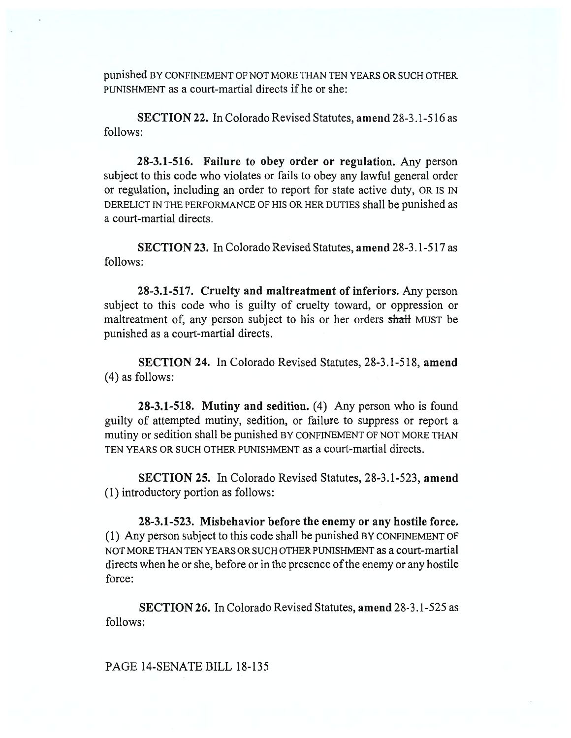punished BY CONFINEMENT OF NOT MORE THAN TEN YEARS OR SUCH OTHER PUNISHMENT as a court-martial directs if he or she:

**SECTION 22.** In Colorado Revised Statutes, **amend** 28-3.1-516 as follows:

**28-3.1-516. Failure to obey order or regulation.** Any person subject to this code who violates or fails to obey any lawful general order or regulation, including an order to report for state active duty, OR IS IN DERELICT IN THE PERFORMANCE OF HIS OR HER DUTIES shall be punished as a court-martial directs.

**SECTION 23.** In Colorado Revised Statutes, **amend** 28-3.1-517 as follows:

**28-3.1-517. Cruelty and maltreatment of inferiors.** Any person subject to this code who is guilty of cruelty toward, or oppression or maltreatment of, any person subject to his or her orders ~~shall~~ MUST be punished as a court-martial directs.

**SECTION 24.** In Colorado Revised Statutes, 28-3.1-518, **amend** (4) as follows:

**28-3.1-518. Mutiny and sedition.** (4) Any person who is found guilty of attempted mutiny, sedition, or failure to suppress or report a mutiny or sedition shall be punished BY CONFINEMENT OF NOT MORE THAN TEN YEARS OR SUCH OTHER PUNISHMENT as a court-martial directs.

**SECTION 25.** In Colorado Revised Statutes, 28-3.1-523, **amend** (1) introductory portion as follows:

**28-3.1-523. Misbehavior before the enemy or any hostile force.** (1) Any person subject to this code shall be punished BY CONFINEMENT OF NOT MORE THAN TEN YEARS OR SUCH OTHER PUNISHMENT as a court-martial directs when he or she, before or in the presence of the enemy or any hostile force:

**SECTION 26.** In Colorado Revised Statutes, **amend** 28-3.1-525 as follows:

PAGE 14-SENATE BILL 18-135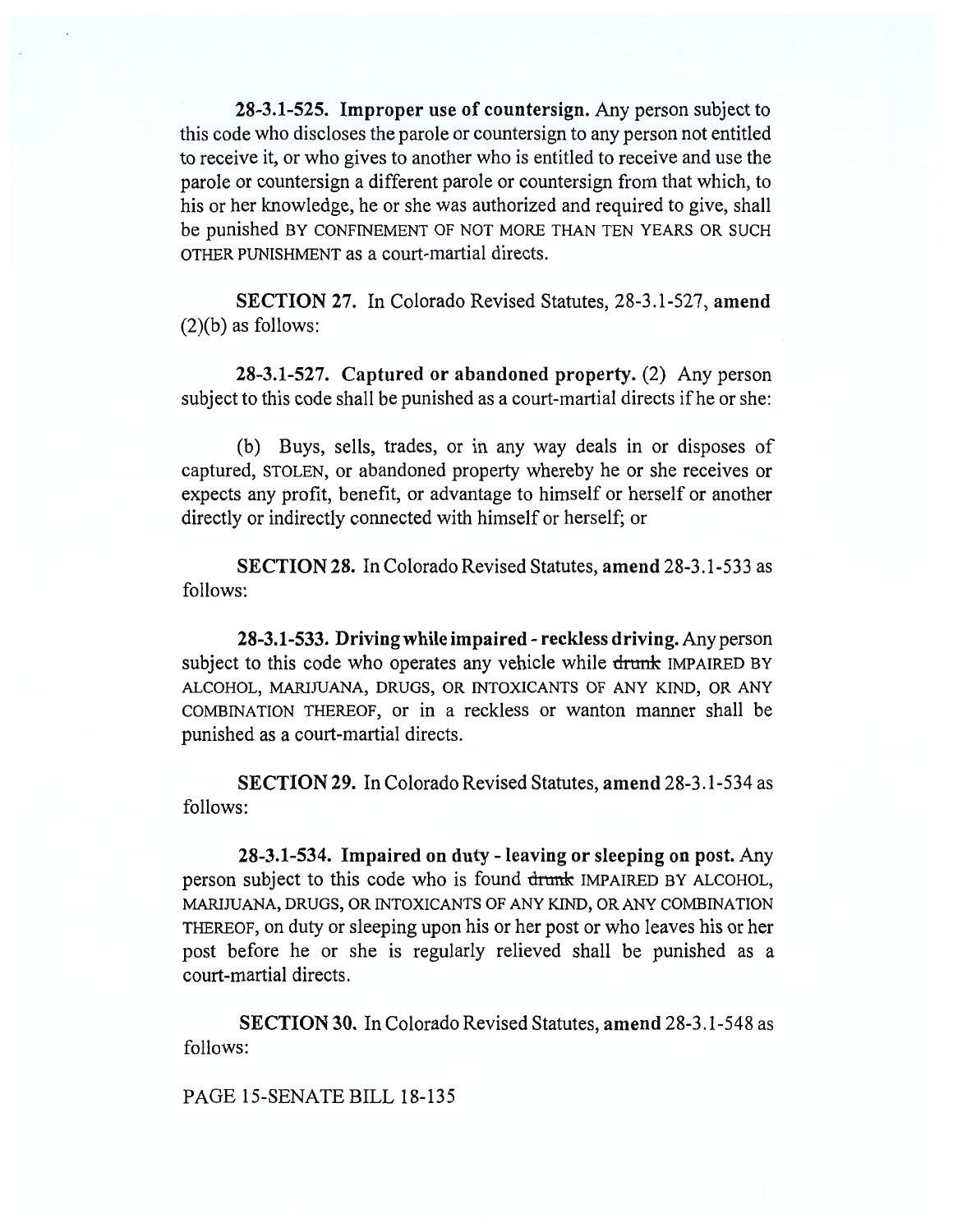**28-3.1-525. Improper use of countersign.** Any person subject to this code who discloses the parole or countersign to any person not entitled to receive it, or who gives to another who is entitled to receive and use the parole or countersign a different parole or countersign from that which, to his or her knowledge, he or she was authorized and required to give, shall be punished BY CONFINEMENT OF NOT MORE THAN TEN YEARS OR SUCH OTHER PUNISHMENT as a court-martial directs.

**SECTION 27.** In Colorado Revised Statutes, 28-3.1-527, **amend** (2)(b) as follows:

**28-3.1-527. Captured or abandoned property.** (2) Any person subject to this code shall be punished as a court-martial directs if he or she:

(b) Buys, sells, trades, or in any way deals in or disposes of captured, STOLEN, or abandoned property whereby he or she receives or expects any profit, benefit, or advantage to himself or herself or another directly or indirectly connected with himself or herself; or

**SECTION 28.** In Colorado Revised Statutes, **amend** 28-3.1-533 as follows:

**28-3.1-533. Driving while impaired - reckless driving.** Any person subject to this code who operates any vehicle while ~~drunk~~ IMPAIRED BY ALCOHOL, MARIJUANA, DRUGS, OR INTOXICANTS OF ANY KIND, OR ANY COMBINATION THEREOF, or in a reckless or wanton manner shall be punished as a court-martial directs.

**SECTION 29.** In Colorado Revised Statutes, **amend** 28-3.1-534 as follows:

**28-3.1-534. Impaired on duty - leaving or sleeping on post.** Any person subject to this code who is found ~~drunk~~ IMPAIRED BY ALCOHOL, MARIJUANA, DRUGS, OR INTOXICANTS OF ANY KIND, OR ANY COMBINATION THEREOF, on duty or sleeping upon his or her post or who leaves his or her post before he or she is regularly relieved shall be punished as a court-martial directs.

**SECTION 30.** In Colorado Revised Statutes, **amend** 28-3.1-548 as follows:

PAGE 15-SENATE BILL 18-135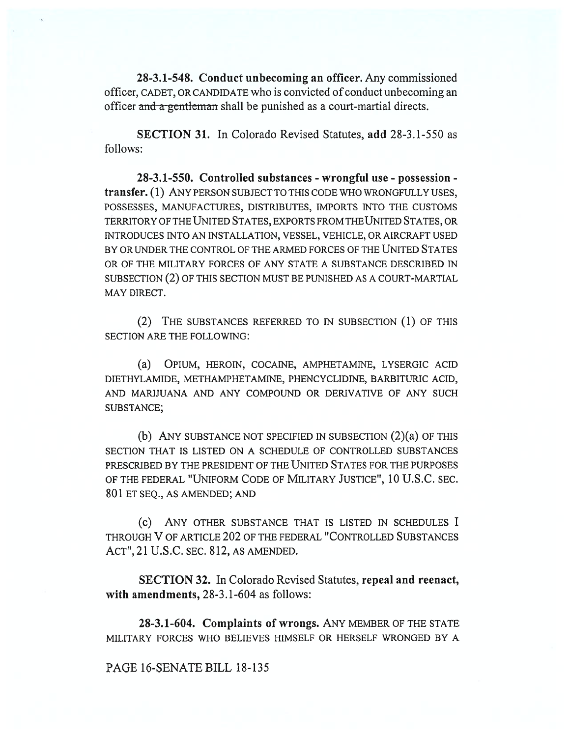**28-3.1-548. Conduct unbecoming an officer.** Any commissioned officer, CADET, OR CANDIDATE who is convicted of conduct unbecoming an officer ~~and a gentleman~~ shall be punished as a court-martial directs.

**SECTION 31.** In Colorado Revised Statutes, **add** 28-3.1-550 as follows:

**28-3.1-550. Controlled substances - wrongful use - possession - transfer.** (1) ANY PERSON SUBJECT TO THIS CODE WHO WRONGFULLY USES, POSSESSES, MANUFACTURES, DISTRIBUTES, IMPORTS INTO THE CUSTOMS TERRITORY OF THE UNITED STATES, EXPORTS FROM THE UNITED STATES, OR INTRODUCES INTO AN INSTALLATION, VESSEL, VEHICLE, OR AIRCRAFT USED BY OR UNDER THE CONTROL OF THE ARMED FORCES OF THE UNITED STATES OR OF THE MILITARY FORCES OF ANY STATE A SUBSTANCE DESCRIBED IN SUBSECTION (2) OF THIS SECTION MUST BE PUNISHED AS A COURT-MARTIAL MAY DIRECT.

(2) THE SUBSTANCES REFERRED TO IN SUBSECTION (1) OF THIS SECTION ARE THE FOLLOWING:

(a) OPIUM, HEROIN, COCAINE, AMPHETAMINE, LYSERGIC ACID DIETHYLAMIDE, METHAMPHETAMINE, PHENCYCLIDINE, BARBITURIC ACID, AND MARIJUANA AND ANY COMPOUND OR DERIVATIVE OF ANY SUCH SUBSTANCE;

(b) ANY SUBSTANCE NOT SPECIFIED IN SUBSECTION (2)(a) OF THIS SECTION THAT IS LISTED ON A SCHEDULE OF CONTROLLED SUBSTANCES PRESCRIBED BY THE PRESIDENT OF THE UNITED STATES FOR THE PURPOSES OF THE FEDERAL "UNIFORM CODE OF MILITARY JUSTICE", 10 U.S.C. SEC. 801 ET SEQ., AS AMENDED; AND

(c) ANY OTHER SUBSTANCE THAT IS LISTED IN SCHEDULES I THROUGH V OF ARTICLE 202 OF THE FEDERAL "CONTROLLED SUBSTANCES ACT", 21 U.S.C. SEC. 812, AS AMENDED.

**SECTION 32.** In Colorado Revised Statutes, **repeal and reenact, with amendments,** 28-3.1-604 as follows:

**28-3.1-604. Complaints of wrongs.** ANY MEMBER OF THE STATE MILITARY FORCES WHO BELIEVES HIMSELF OR HERSELF WRONGED BY A

PAGE 16-SENATE BILL 18-135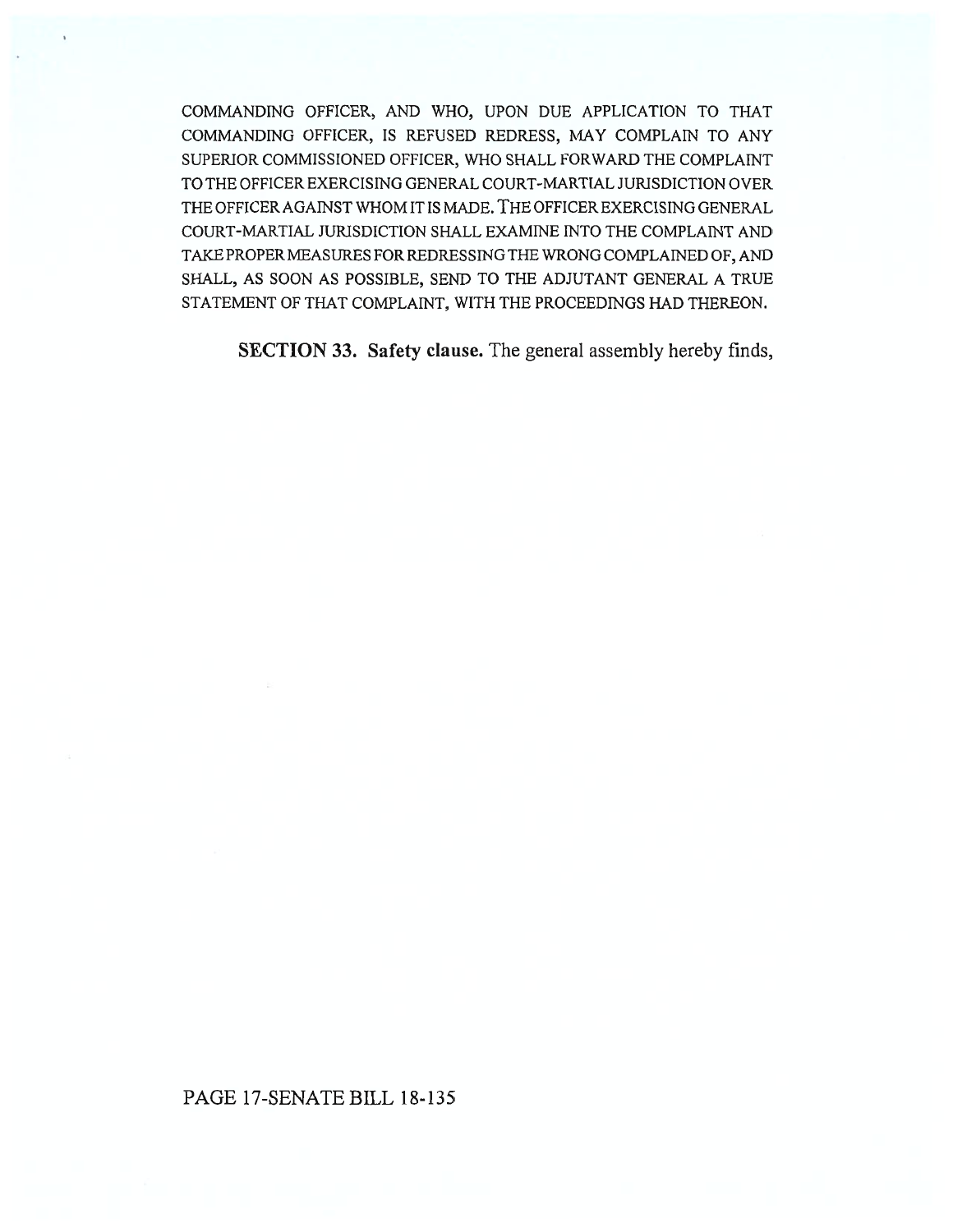COMMANDING OFFICER, AND WHO, UPON DUE APPLICATION TO THAT COMMANDING OFFICER, IS REFUSED REDRESS, MAY COMPLAIN TO ANY SUPERIOR COMMISSIONED OFFICER, WHO SHALL FORWARD THE COMPLAINT TO THE OFFICER EXERCISING GENERAL COURT-MARTIAL JURISDICTION OVER THE OFFICER AGAINST WHOM IT IS MADE. THE OFFICER EXERCISING GENERAL COURT-MARTIAL JURISDICTION SHALL EXAMINE INTO THE COMPLAINT AND TAKE PROPER MEASURES FOR REDRESSING THE WRONG COMPLAINED OF, AND SHALL, AS SOON AS POSSIBLE, SEND TO THE ADJUTANT GENERAL A TRUE STATEMENT OF THAT COMPLAINT, WITH THE PROCEEDINGS HAD THEREON.

**SECTION 33. Safety clause.** The general assembly hereby finds,

PAGE 17-SENATE BILL 18-135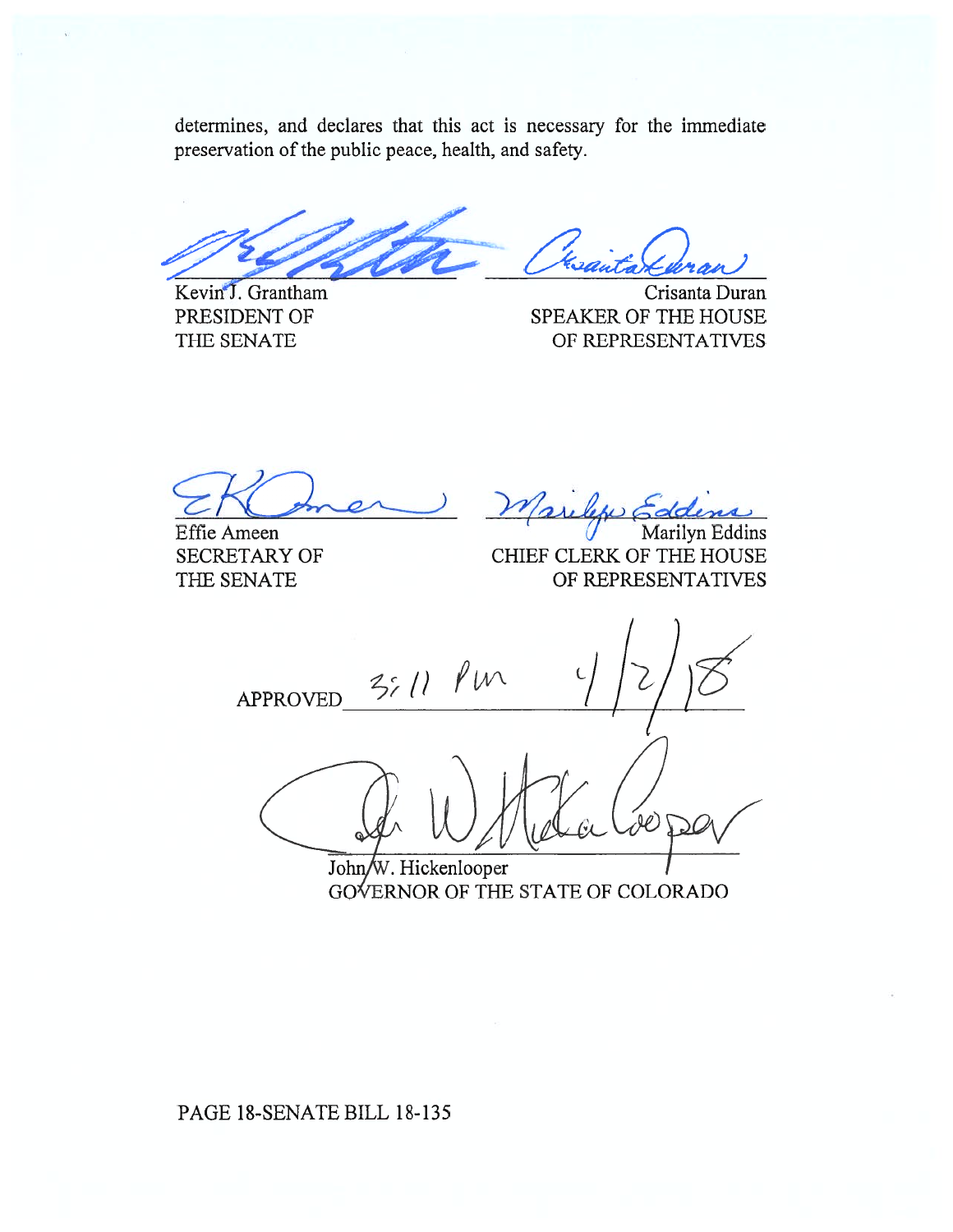determines, and declares that this act is necessary for the immediate preservation of the public peace, health, and safety.

Kevin J. Grantham
PRESIDENT OF
THE SENATE

Crisanta Duran
SPEAKER OF THE HOUSE
OF REPRESENTATIVES

Effie Ameen
SECRETARY OF
THE SENATE

Marilyn Eddins
CHIEF CLERK OF THE HOUSE
OF REPRESENTATIVES

APPROVED 3:11 PM 4/2/18

John W. Hickenlooper
GOVERNOR OF THE STATE OF COLORADO

PAGE 18-SENATE BILL 18-135